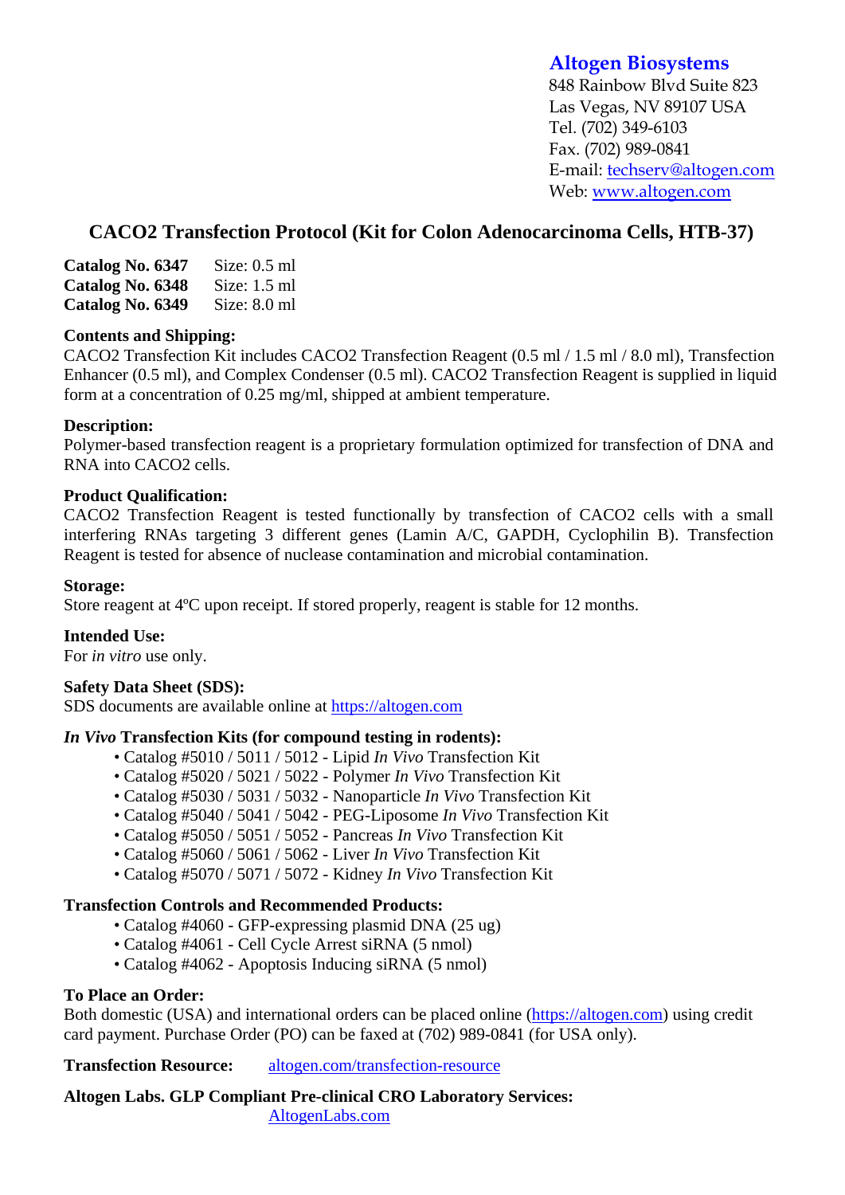**Altogen Biosystems**
848 Rainbow Blvd Suite 823
Las Vegas, NV 89107 USA
Tel. (702) 349-6103
Fax. (702) 989-0841
E-mail: techserv@altogen.com
Web: www.altogen.com

# CACO2 Transfection Protocol (Kit for Colon Adenocarcinoma Cells, HTB-37)

**Catalog No. 6347** Size: 0.5 ml
**Catalog No. 6348** Size: 1.5 ml
**Catalog No. 6349** Size: 8.0 ml

**Contents and Shipping:**
CACO2 Transfection Kit includes CACO2 Transfection Reagent (0.5 ml / 1.5 ml / 8.0 ml), Transfection Enhancer (0.5 ml), and Complex Condenser (0.5 ml). CACO2 Transfection Reagent is supplied in liquid form at a concentration of 0.25 mg/ml, shipped at ambient temperature.

**Description:**
Polymer-based transfection reagent is a proprietary formulation optimized for transfection of DNA and RNA into CACO2 cells.

**Product Qualification:**
CACO2 Transfection Reagent is tested functionally by transfection of CACO2 cells with a small interfering RNAs targeting 3 different genes (Lamin A/C, GAPDH, Cyclophilin B). Transfection Reagent is tested for absence of nuclease contamination and microbial contamination.

**Storage:**
Store reagent at 4ºC upon receipt. If stored properly, reagent is stable for 12 months.

**Intended Use:**
For *in vitro* use only.

**Safety Data Sheet (SDS):**
SDS documents are available online at https://altogen.com

***In Vivo* Transfection Kits (for compound testing in rodents):**

- Catalog #5010 / 5011 / 5012 - Lipid *In Vivo* Transfection Kit
- Catalog #5020 / 5021 / 5022 - Polymer *In Vivo* Transfection Kit
- Catalog #5030 / 5031 / 5032 - Nanoparticle *In Vivo* Transfection Kit
- Catalog #5040 / 5041 / 5042 - PEG-Liposome *In Vivo* Transfection Kit
- Catalog #5050 / 5051 / 5052 - Pancreas *In Vivo* Transfection Kit
- Catalog #5060 / 5061 / 5062 - Liver *In Vivo* Transfection Kit
- Catalog #5070 / 5071 / 5072 - Kidney *In Vivo* Transfection Kit

**Transfection Controls and Recommended Products:**

- Catalog #4060 - GFP-expressing plasmid DNA (25 ug)
- Catalog #4061 - Cell Cycle Arrest siRNA (5 nmol)
- Catalog #4062 - Apoptosis Inducing siRNA (5 nmol)

**To Place an Order:**
Both domestic (USA) and international orders can be placed online (https://altogen.com) using credit card payment. Purchase Order (PO) can be faxed at (702) 989-0841 (for USA only).

**Transfection Resource:** altogen.com/transfection-resource

**Altogen Labs. GLP Compliant Pre-clinical CRO Laboratory Services:**
AltogenLabs.com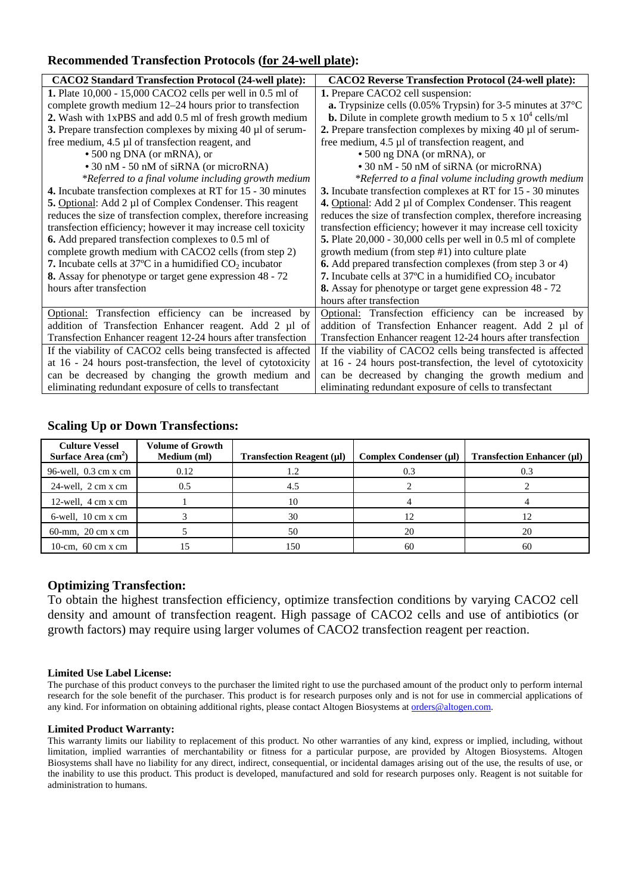## Recommended Transfection Protocols (for 24-well plate):

| CACO2 Standard Transfection Protocol (24-well plate): | CACO2 Reverse Transfection Protocol (24-well plate): |
|---|---|
| **1.** Plate 10,000 - 15,000 CACO2 cells per well in 0.5 ml of complete growth medium 12–24 hours prior to transfection<br>**2.** Wash with 1xPBS and add 0.5 ml of fresh growth medium<br>**3.** Prepare transfection complexes by mixing 40 µl of serum-free medium, 4.5 µl of transfection reagent, and<br>• 500 ng DNA (or mRNA), or<br>• 30 nM - 50 nM of siRNA (or microRNA)<br>*\*Referred to a final volume including growth medium*<br>**4.** Incubate transfection complexes at RT for 15 - 30 minutes<br>**5.** Optional: Add 2 µl of Complex Condenser. This reagent reduces the size of transfection complex, therefore increasing transfection efficiency; however it may increase cell toxicity<br>**6.** Add prepared transfection complexes to 0.5 ml of complete growth medium with CACO2 cells (from step 2)<br>**7.** Incubate cells at 37ºC in a humidified $CO_2$ incubator<br>**8.** Assay for phenotype or target gene expression 48 - 72 hours after transfection | **1.** Prepare CACO2 cell suspension:<br>**a.** Trypsinize cells (0.05% Trypsin) for 3-5 minutes at 37°C<br>**b.** Dilute in complete growth medium to 5 x $10^4$ cells/ml<br>**2.** Prepare transfection complexes by mixing 40 µl of serum-free medium, 4.5 µl of transfection reagent, and<br>• 500 ng DNA (or mRNA), or<br>• 30 nM - 50 nM of siRNA (or microRNA)<br>*\*Referred to a final volume including growth medium*<br>**3.** Incubate transfection complexes at RT for 15 - 30 minutes<br>**4.** Optional: Add 2 µl of Complex Condenser. This reagent reduces the size of transfection complex, therefore increasing transfection efficiency; however it may increase cell toxicity<br>**5.** Plate 20,000 - 30,000 cells per well in 0.5 ml of complete growth medium (from step #1) into culture plate<br>**6.** Add prepared transfection complexes (from step 3 or 4)<br>**7.** Incubate cells at 37ºC in a humidified $CO_2$ incubator<br>**8.** Assay for phenotype or target gene expression 48 - 72 hours after transfection |
| Optional: Transfection efficiency can be increased by addition of Transfection Enhancer reagent. Add 2 µl of Transfection Enhancer reagent 12-24 hours after transfection | Optional: Transfection efficiency can be increased by addition of Transfection Enhancer reagent. Add 2 µl of Transfection Enhancer reagent 12-24 hours after transfection |
| If the viability of CACO2 cells being transfected is affected at 16 - 24 hours post-transfection, the level of cytotoxicity can be decreased by changing the growth medium and eliminating redundant exposure of cells to transfectant | If the viability of CACO2 cells being transfected is affected at 16 - 24 hours post-transfection, the level of cytotoxicity can be decreased by changing the growth medium and eliminating redundant exposure of cells to transfectant |

## Scaling Up or Down Transfections:

| Culture Vessel Surface Area ($cm^2$) | Volume of Growth Medium (ml) | Transfection Reagent (µl) | Complex Condenser (µl) | Transfection Enhancer (µl) |
|---|---|---|---|---|
| 96-well, 0.3 cm x cm | 0.12 | 1.2 | 0.3 | 0.3 |
| 24-well, 2 cm x cm | 0.5 | 4.5 | 2 | 2 |
| 12-well, 4 cm x cm | 1 | 10 | 4 | 4 |
| 6-well, 10 cm x cm | 3 | 30 | 12 | 12 |
| 60-mm, 20 cm x cm | 5 | 50 | 20 | 20 |
| 10-cm, 60 cm x cm | 15 | 150 | 60 | 60 |

## Optimizing Transfection:

To obtain the highest transfection efficiency, optimize transfection conditions by varying CACO2 cell density and amount of transfection reagent. High passage of CACO2 cells and use of antibiotics (or growth factors) may require using larger volumes of CACO2 transfection reagent per reaction.

#### Limited Use Label License:

The purchase of this product conveys to the purchaser the limited right to use the purchased amount of the product only to perform internal research for the sole benefit of the purchaser. This product is for research purposes only and is not for use in commercial applications of any kind. For information on obtaining additional rights, please contact Altogen Biosystems at orders@altogen.com.

#### Limited Product Warranty:

This warranty limits our liability to replacement of this product. No other warranties of any kind, express or implied, including, without limitation, implied warranties of merchantability or fitness for a particular purpose, are provided by Altogen Biosystems. Altogen Biosystems shall have no liability for any direct, indirect, consequential, or incidental damages arising out of the use, the results of use, or the inability to use this product. This product is developed, manufactured and sold for research purposes only. Reagent is not suitable for administration to humans.